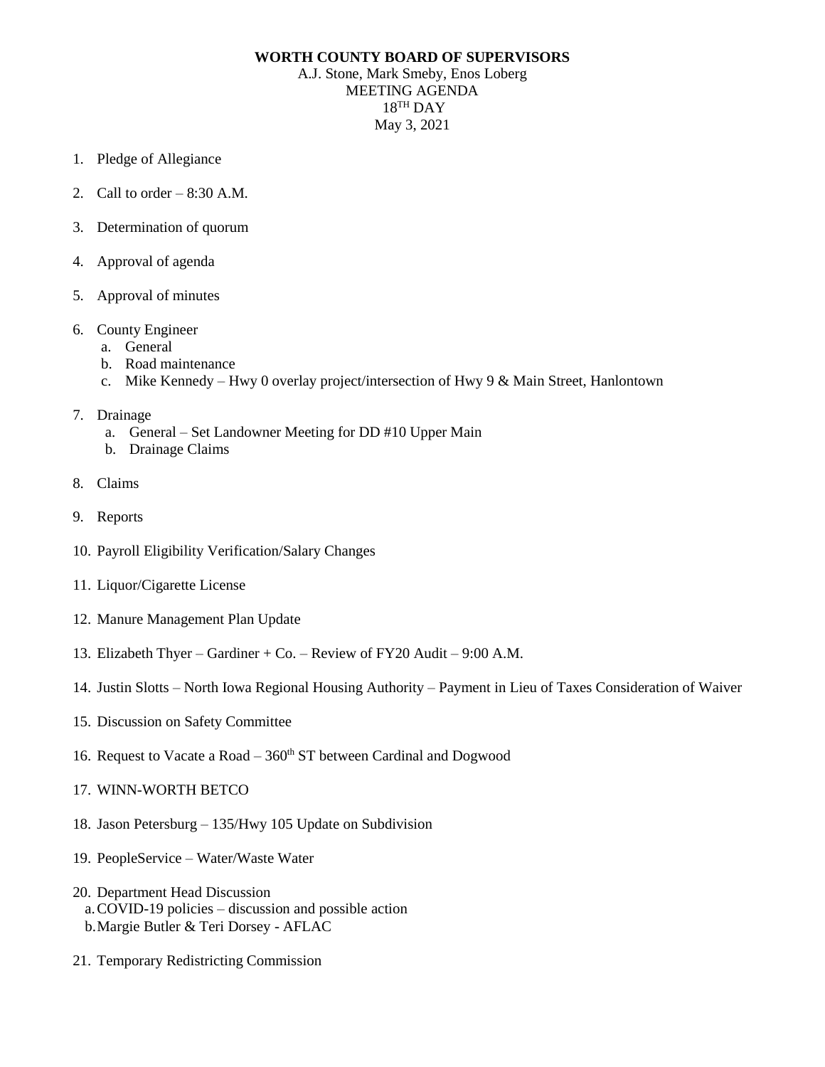**WORTH COUNTY BOARD OF SUPERVISORS**
A.J. Stone, Mark Smeby, Enos Loberg
MEETING AGENDA
18TH DAY
May 3, 2021

1. Pledge of Allegiance
2. Call to order – 8:30 A.M.
3. Determination of quorum
4. Approval of agenda
5. Approval of minutes
6. County Engineer
   a. General
   b. Road maintenance
   c. Mike Kennedy – Hwy 0 overlay project/intersection of Hwy 9 & Main Street, Hanlontown
7. Drainage
   a. General – Set Landowner Meeting for DD #10 Upper Main
   b. Drainage Claims
8. Claims
9. Reports
10. Payroll Eligibility Verification/Salary Changes
11. Liquor/Cigarette License
12. Manure Management Plan Update
13. Elizabeth Thyer – Gardiner + Co. – Review of FY20 Audit – 9:00 A.M.
14. Justin Slotts – North Iowa Regional Housing Authority – Payment in Lieu of Taxes Consideration of Waiver
15. Discussion on Safety Committee
16. Request to Vacate a Road – 360th ST between Cardinal and Dogwood
17. WINN-WORTH BETCO
18. Jason Petersburg – 135/Hwy 105 Update on Subdivision
19. PeopleService – Water/Waste Water
20. Department Head Discussion
   a. COVID-19 policies – discussion and possible action
   b. Margie Butler & Teri Dorsey - AFLAC
21. Temporary Redistricting Commission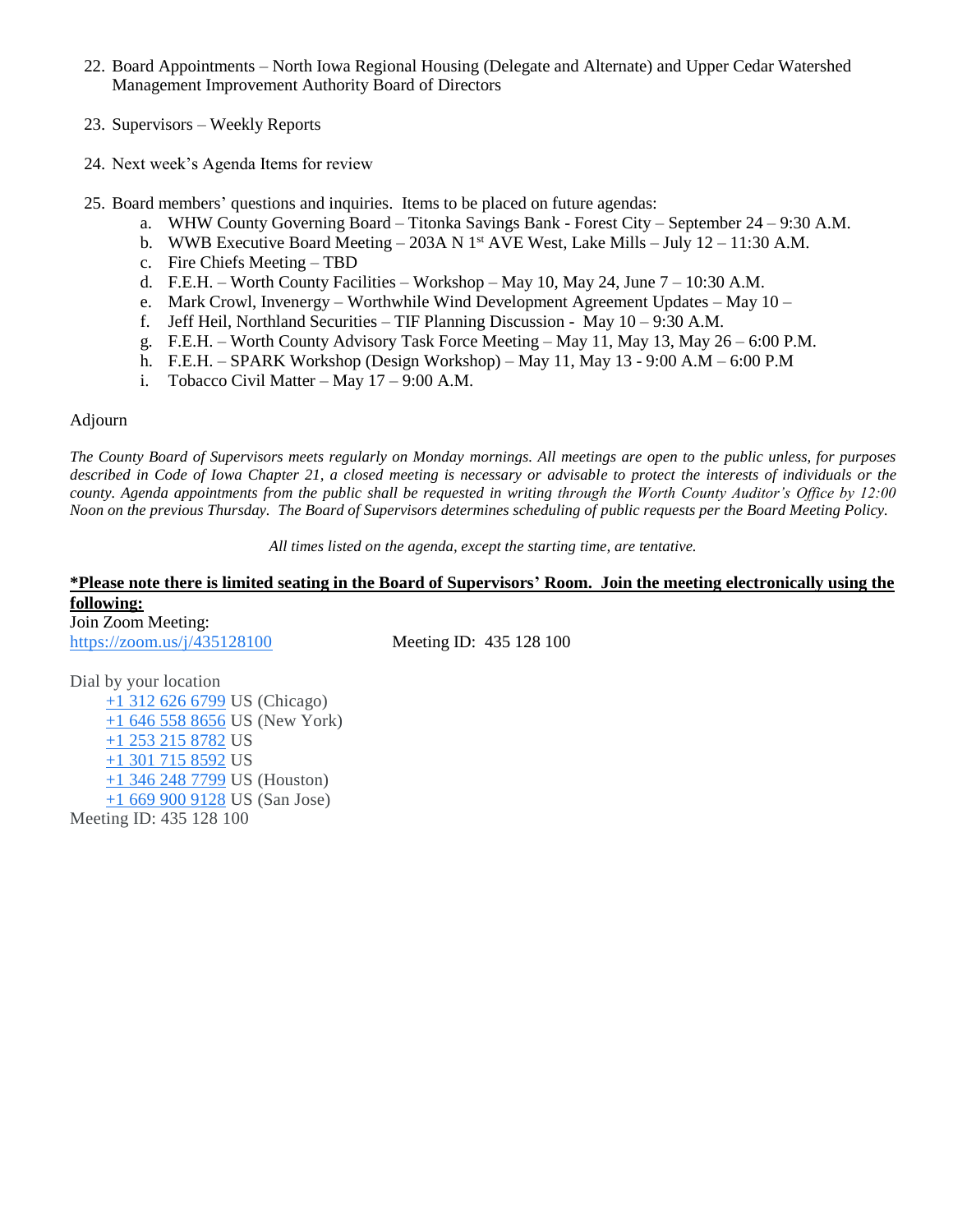22. Board Appointments – North Iowa Regional Housing (Delegate and Alternate) and Upper Cedar Watershed Management Improvement Authority Board of Directors

23. Supervisors – Weekly Reports

24. Next week's Agenda Items for review

25. Board members' questions and inquiries. Items to be placed on future agendas:
    a. WHW County Governing Board – Titonka Savings Bank - Forest City – September 24 – 9:30 A.M.
    b. WWB Executive Board Meeting – 203A N 1st AVE West, Lake Mills – July 12 – 11:30 A.M.
    c. Fire Chiefs Meeting – TBD
    d. F.E.H. – Worth County Facilities – Workshop – May 10, May 24, June 7 – 10:30 A.M.
    e. Mark Crowl, Invenergy – Worthwhile Wind Development Agreement Updates – May 10 –
    f. Jeff Heil, Northland Securities – TIF Planning Discussion - May 10 – 9:30 A.M.
    g. F.E.H. – Worth County Advisory Task Force Meeting – May 11, May 13, May 26 – 6:00 P.M.
    h. F.E.H. – SPARK Workshop (Design Workshop) – May 11, May 13 - 9:00 A.M – 6:00 P.M
    i. Tobacco Civil Matter – May 17 – 9:00 A.M.

Adjourn

*The County Board of Supervisors meets regularly on Monday mornings. All meetings are open to the public unless, for purposes described in Code of Iowa Chapter 21, a closed meeting is necessary or advisable to protect the interests of individuals or the county. Agenda appointments from the public shall be requested in writing through the Worth County Auditor's Office by 12:00 Noon on the previous Thursday. The Board of Supervisors determines scheduling of public requests per the Board Meeting Policy.*

*All times listed on the agenda, except the starting time, are tentative.*

**\*Please note there is limited seating in the Board of Supervisors' Room. Join the meeting electronically using the following:**

Join Zoom Meeting:
https://zoom.us/j/435128100 Meeting ID: 435 128 100

Dial by your location
+1 312 626 6799 US (Chicago)
+1 646 558 8656 US (New York)
+1 253 215 8782 US
+1 301 715 8592 US
+1 346 248 7799 US (Houston)
+1 669 900 9128 US (San Jose)
Meeting ID: 435 128 100